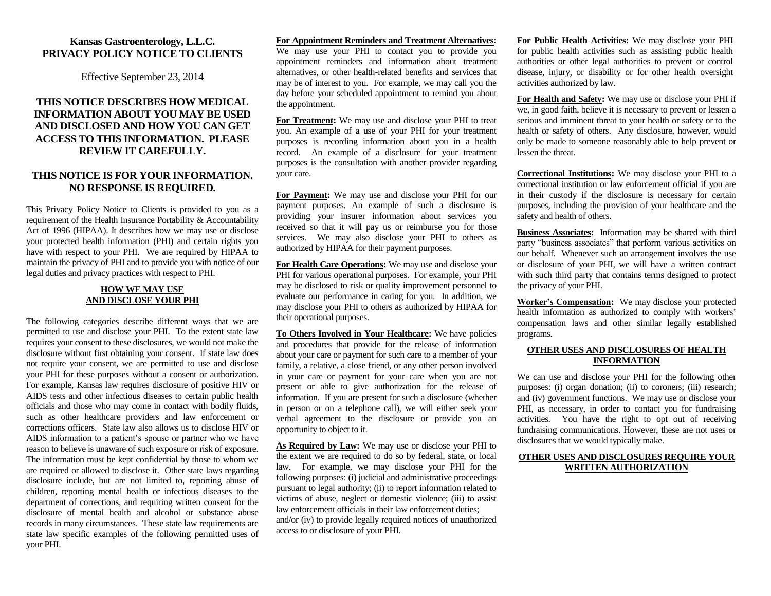# Kansas Gastroenterology, L.L.C.
# PRIVACY POLICY NOTICE TO CLIENTS

Effective September 23, 2014

## THIS NOTICE DESCRIBES HOW MEDICAL INFORMATION ABOUT YOU MAY BE USED AND DISCLOSED AND HOW YOU CAN GET ACCESS TO THIS INFORMATION. PLEASE REVIEW IT CAREFULLY.

## THIS NOTICE IS FOR YOUR INFORMATION. NO RESPONSE IS REQUIRED.

This Privacy Policy Notice to Clients is provided to you as a requirement of the Health Insurance Portability & Accountability Act of 1996 (HIPAA). It describes how we may use or disclose your protected health information (PHI) and certain rights you have with respect to your PHI. We are required by HIPAA to maintain the privacy of PHI and to provide you with notice of our legal duties and privacy practices with respect to PHI.

### HOW WE MAY USE AND DISCLOSE YOUR PHI

The following categories describe different ways that we are permitted to use and disclose your PHI. To the extent state law requires your consent to these disclosures, we would not make the disclosure without first obtaining your consent. If state law does not require your consent, we are permitted to use and disclose your PHI for these purposes without a consent or authorization. For example, Kansas law requires disclosure of positive HIV or AIDS tests and other infectious diseases to certain public health officials and those who may come in contact with bodily fluids, such as other healthcare providers and law enforcement or corrections officers. State law also allows us to disclose HIV or AIDS information to a patient's spouse or partner who we have reason to believe is unaware of such exposure or risk of exposure. The information must be kept confidential by those to whom we are required or allowed to disclose it. Other state laws regarding disclosure include, but are not limited to, reporting abuse of children, reporting mental health or infectious diseases to the department of corrections, and requiring written consent for the disclosure of mental health and alcohol or substance abuse records in many circumstances. These state law requirements are state law specific examples of the following permitted uses of your PHI.

**For Appointment Reminders and Treatment Alternatives:** We may use your PHI to contact you to provide you appointment reminders and information about treatment alternatives, or other health-related benefits and services that may be of interest to you. For example, we may call you the day before your scheduled appointment to remind you about the appointment.

**For Treatment:** We may use and disclose your PHI to treat you. An example of a use of your PHI for your treatment purposes is recording information about you in a health record. An example of a disclosure for your treatment purposes is the consultation with another provider regarding your care.

**For Payment:** We may use and disclose your PHI for our payment purposes. An example of such a disclosure is providing your insurer information about services you received so that it will pay us or reimburse you for those services. We may also disclose your PHI to others as authorized by HIPAA for their payment purposes.

**For Health Care Operations:** We may use and disclose your PHI for various operational purposes. For example, your PHI may be disclosed to risk or quality improvement personnel to evaluate our performance in caring for you. In addition, we may disclose your PHI to others as authorized by HIPAA for their operational purposes.

**To Others Involved in Your Healthcare:** We have policies and procedures that provide for the release of information about your care or payment for such care to a member of your family, a relative, a close friend, or any other person involved in your care or payment for your care when you are not present or able to give authorization for the release of information. If you are present for such a disclosure (whether in person or on a telephone call), we will either seek your verbal agreement to the disclosure or provide you an opportunity to object to it.

**As Required by Law:** We may use or disclose your PHI to the extent we are required to do so by federal, state, or local law. For example, we may disclose your PHI for the following purposes: (i) judicial and administrative proceedings pursuant to legal authority; (ii) to report information related to victims of abuse, neglect or domestic violence; (iii) to assist law enforcement officials in their law enforcement duties; and/or (iv) to provide legally required notices of unauthorized access to or disclosure of your PHI.

**For Public Health Activities:** We may disclose your PHI for public health activities such as assisting public health authorities or other legal authorities to prevent or control disease, injury, or disability or for other health oversight activities authorized by law.

**For Health and Safety:** We may use or disclose your PHI if we, in good faith, believe it is necessary to prevent or lessen a serious and imminent threat to your health or safety or to the health or safety of others. Any disclosure, however, would only be made to someone reasonably able to help prevent or lessen the threat.

**Correctional Institutions:** We may disclose your PHI to a correctional institution or law enforcement official if you are in their custody if the disclosure is necessary for certain purposes, including the provision of your healthcare and the safety and health of others.

**Business Associates:** Information may be shared with third party "business associates" that perform various activities on our behalf. Whenever such an arrangement involves the use or disclosure of your PHI, we will have a written contract with such third party that contains terms designed to protect the privacy of your PHI.

**Worker's Compensation:** We may disclose your protected health information as authorized to comply with workers' compensation laws and other similar legally established programs.

### OTHER USES AND DISCLOSURES OF HEALTH INFORMATION

We can use and disclose your PHI for the following other purposes: (i) organ donation; (ii) to coroners; (iii) research; and (iv) government functions. We may use or disclose your PHI, as necessary, in order to contact you for fundraising activities. You have the right to opt out of receiving fundraising communications. However, these are not uses or disclosures that we would typically make.

### OTHER USES AND DISCLOSURES REQUIRE YOUR WRITTEN AUTHORIZATION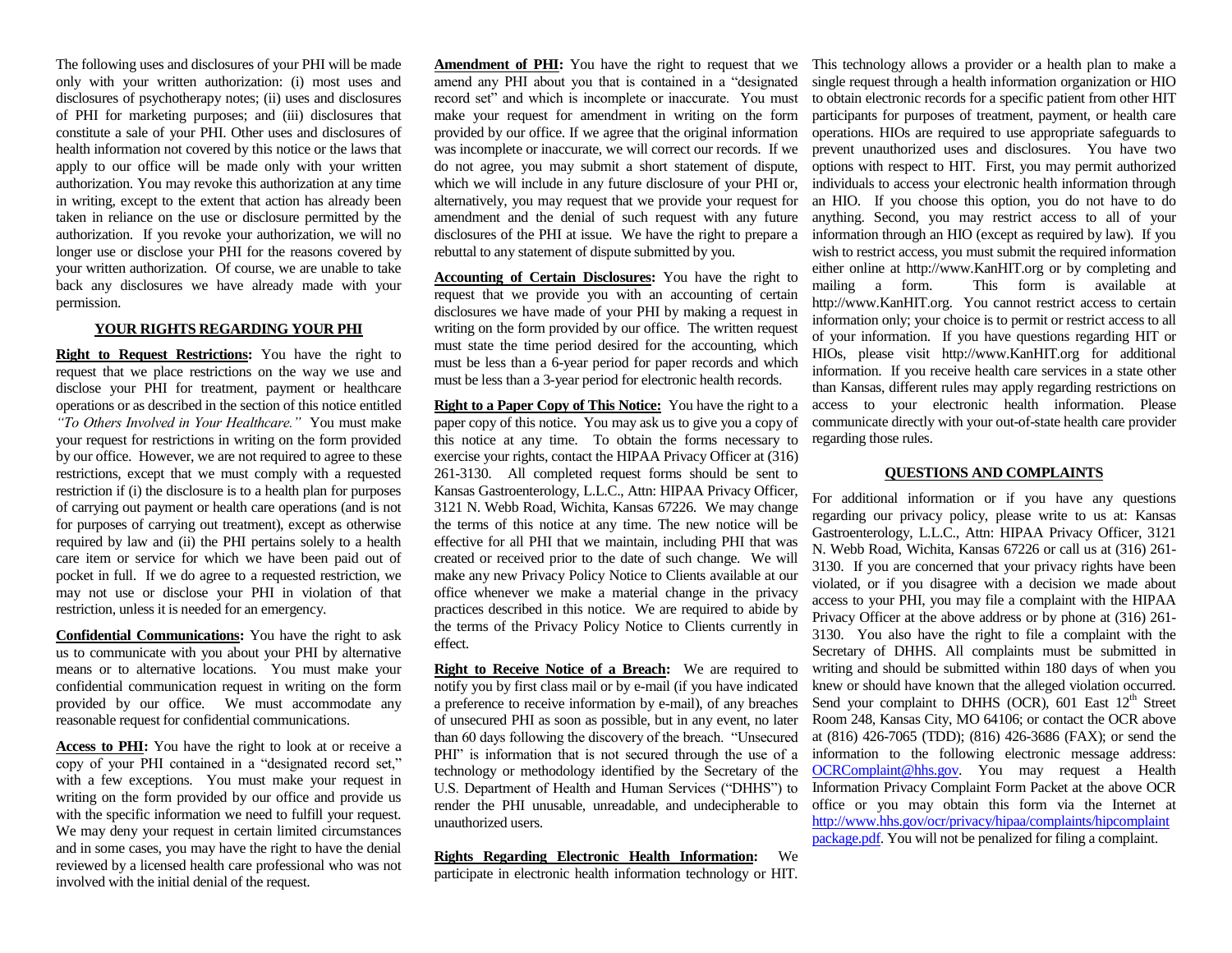The following uses and disclosures of your PHI will be made only with your written authorization: (i) most uses and disclosures of psychotherapy notes; (ii) uses and disclosures of PHI for marketing purposes; and (iii) disclosures that constitute a sale of your PHI. Other uses and disclosures of health information not covered by this notice or the laws that apply to our office will be made only with your written authorization. You may revoke this authorization at any time in writing, except to the extent that action has already been taken in reliance on the use or disclosure permitted by the authorization. If you revoke your authorization, we will no longer use or disclose your PHI for the reasons covered by your written authorization. Of course, we are unable to take back any disclosures we have already made with your permission.

## YOUR RIGHTS REGARDING YOUR PHI

**Right to Request Restrictions:** You have the right to request that we place restrictions on the way we use and disclose your PHI for treatment, payment or healthcare operations or as described in the section of this notice entitled *"To Others Involved in Your Healthcare."* You must make your request for restrictions in writing on the form provided by our office. However, we are not required to agree to these restrictions, except that we must comply with a requested restriction if (i) the disclosure is to a health plan for purposes of carrying out payment or health care operations (and is not for purposes of carrying out treatment), except as otherwise required by law and (ii) the PHI pertains solely to a health care item or service for which we have been paid out of pocket in full. If we do agree to a requested restriction, we may not use or disclose your PHI in violation of that restriction, unless it is needed for an emergency.

**Confidential Communications:** You have the right to ask us to communicate with you about your PHI by alternative means or to alternative locations. You must make your confidential communication request in writing on the form provided by our office. We must accommodate any reasonable request for confidential communications.

**Access to PHI:** You have the right to look at or receive a copy of your PHI contained in a "designated record set," with a few exceptions. You must make your request in writing on the form provided by our office and provide us with the specific information we need to fulfill your request. We may deny your request in certain limited circumstances and in some cases, you may have the right to have the denial reviewed by a licensed health care professional who was not involved with the initial denial of the request.

**Amendment of PHI:** You have the right to request that we amend any PHI about you that is contained in a "designated record set" and which is incomplete or inaccurate. You must make your request for amendment in writing on the form provided by our office. If we agree that the original information was incomplete or inaccurate, we will correct our records. If we do not agree, you may submit a short statement of dispute, which we will include in any future disclosure of your PHI or, alternatively, you may request that we provide your request for amendment and the denial of such request with any future disclosures of the PHI at issue. We have the right to prepare a rebuttal to any statement of dispute submitted by you.

**Accounting of Certain Disclosures:** You have the right to request that we provide you with an accounting of certain disclosures we have made of your PHI by making a request in writing on the form provided by our office. The written request must state the time period desired for the accounting, which must be less than a 6-year period for paper records and which must be less than a 3-year period for electronic health records.

**Right to a Paper Copy of This Notice:** You have the right to a paper copy of this notice. You may ask us to give you a copy of this notice at any time. To obtain the forms necessary to exercise your rights, contact the HIPAA Privacy Officer at (316) 261-3130. All completed request forms should be sent to Kansas Gastroenterology, L.L.C., Attn: HIPAA Privacy Officer, 3121 N. Webb Road, Wichita, Kansas 67226. We may change the terms of this notice at any time. The new notice will be effective for all PHI that we maintain, including PHI that was created or received prior to the date of such change. We will make any new Privacy Policy Notice to Clients available at our office whenever we make a material change in the privacy practices described in this notice. We are required to abide by the terms of the Privacy Policy Notice to Clients currently in effect.

**Right to Receive Notice of a Breach:** We are required to notify you by first class mail or by e-mail (if you have indicated a preference to receive information by e-mail), of any breaches of unsecured PHI as soon as possible, but in any event, no later than 60 days following the discovery of the breach. "Unsecured PHI" is information that is not secured through the use of a technology or methodology identified by the Secretary of the U.S. Department of Health and Human Services ("DHHS") to render the PHI unusable, unreadable, and undecipherable to unauthorized users.

**Rights Regarding Electronic Health Information:** We participate in electronic health information technology or HIT. This technology allows a provider or a health plan to make a single request through a health information organization or HIO to obtain electronic records for a specific patient from other HIT participants for purposes of treatment, payment, or health care operations. HIOs are required to use appropriate safeguards to prevent unauthorized uses and disclosures. You have two options with respect to HIT. First, you may permit authorized individuals to access your electronic health information through an HIO. If you choose this option, you do not have to do anything. Second, you may restrict access to all of your information through an HIO (except as required by law). If you wish to restrict access, you must submit the required information either online at http://www.KanHIT.org or by completing and mailing a form. This form is available at http://www.KanHIT.org. You cannot restrict access to certain information only; your choice is to permit or restrict access to all of your information. If you have questions regarding HIT or HIOs, please visit http://www.KanHIT.org for additional information. If you receive health care services in a state other than Kansas, different rules may apply regarding restrictions on access to your electronic health information. Please communicate directly with your out-of-state health care provider regarding those rules.

## QUESTIONS AND COMPLAINTS

For additional information or if you have any questions regarding our privacy policy, please write to us at: Kansas Gastroenterology, L.L.C., Attn: HIPAA Privacy Officer, 3121 N. Webb Road, Wichita, Kansas 67226 or call us at (316) 261-3130. If you are concerned that your privacy rights have been violated, or if you disagree with a decision we made about access to your PHI, you may file a complaint with the HIPAA Privacy Officer at the above address or by phone at (316) 261-3130. You also have the right to file a complaint with the Secretary of DHHS. All complaints must be submitted in writing and should be submitted within 180 days of when you knew or should have known that the alleged violation occurred. Send your complaint to DHHS (OCR), 601 East 12th Street Room 248, Kansas City, MO 64106; or contact the OCR above at (816) 426-7065 (TDD); (816) 426-3686 (FAX); or send the information to the following electronic message address: OCRComplaint@hhs.gov. You may request a Health Information Privacy Complaint Form Packet at the above OCR office or you may obtain this form via the Internet at http://www.hhs.gov/ocr/privacy/hipaa/complaints/hipcomplaintpackage.pdf. You will not be penalized for filing a complaint.